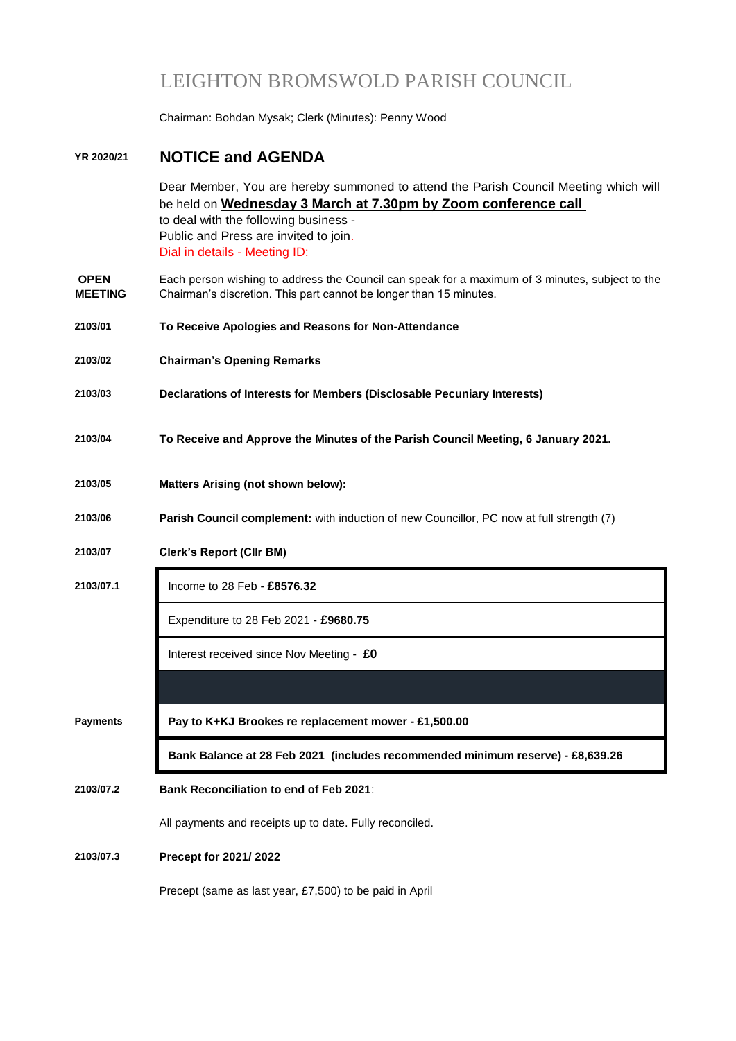# LEIGHTON BROMSWOLD PARISH COUNCIL

Chairman: Bohdan Mysak; Clerk (Minutes): Penny Wood

**YR 2020/21** 

## NOTICE and AGENDA

Dear Member, You are hereby summoned to attend the Parish Council Meeting which will be held on **Wednesday 3 March at 7.30pm by Zoom conference call**
to deal with the following business -
Public and Press are invited to join.
Dial in details - Meeting ID:

**OPEN MEETING** Each person wishing to address the Council can speak for a maximum of 3 minutes, subject to the Chairman's discretion. This part cannot be longer than 15 minutes.

**2103/01** **To Receive Apologies and Reasons for Non-Attendance**

**2103/02** **Chairman's Opening Remarks**

**2103/03** **Declarations of Interests for Members (Disclosable Pecuniary Interests)**

**2103/04** **To Receive and Approve the Minutes of the Parish Council Meeting, 6 January 2021.**

**2103/05** **Matters Arising (not shown below):**

**2103/06** **Parish Council complement:** with induction of new Councillor, PC now at full strength (7)

**2103/07** **Clerk's Report (Cllr BM)**

| | |
|---|---|
| **2103/07.1** | Income to 28 Feb - **£8576.32** |
| | Expenditure to 28 Feb 2021 - **£9680.75** |
| | Interest received since Nov Meeting - **£0** |
| | |
| **Payments** | **Pay to K+KJ Brookes re replacement mower - £1,500.00** |
| | **Bank Balance at 28 Feb 2021 (includes recommended minimum reserve) - £8,639.26** |

**2103/07.2** **Bank Reconciliation to end of Feb 2021**:

All payments and receipts up to date. Fully reconciled.

**2103/07.3** **Precept for 2021/ 2022**

Precept (same as last year, £7,500) to be paid in April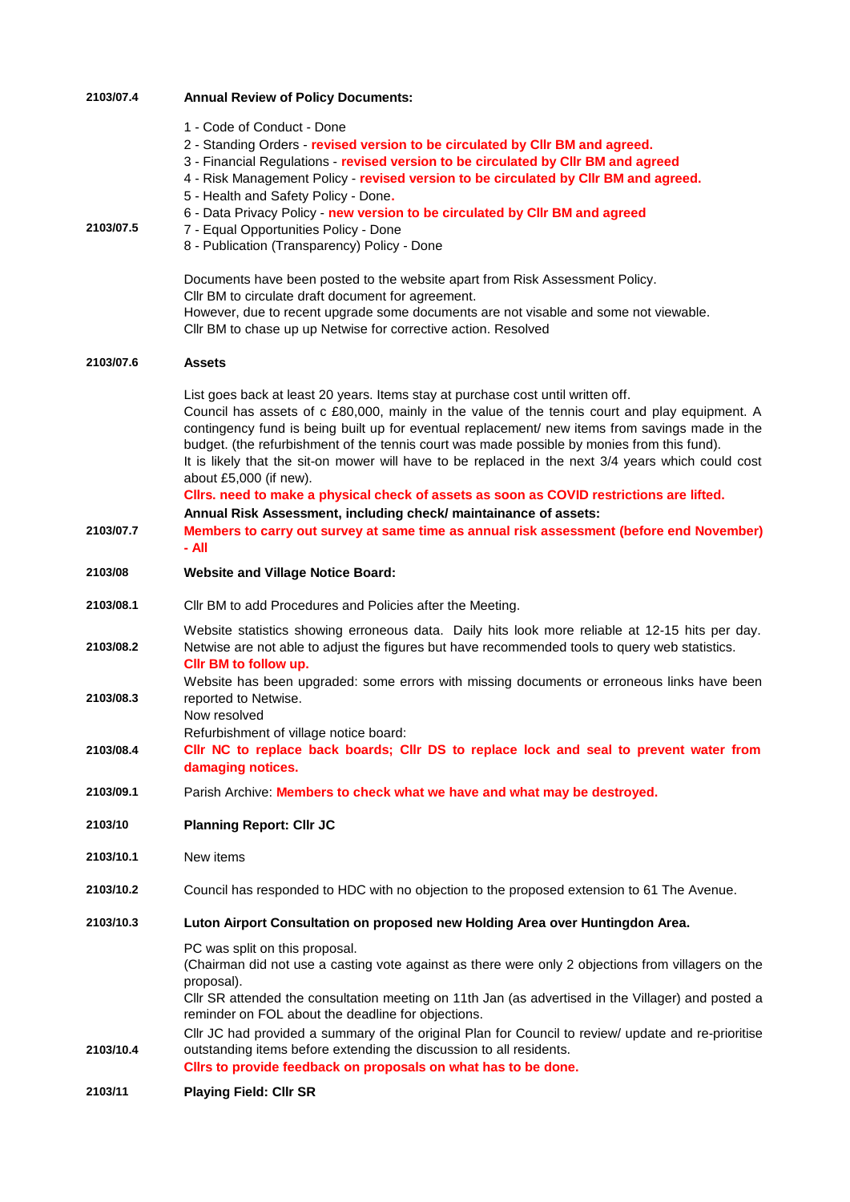**2103/07.4** **Annual Review of Policy Documents:**

1 - Code of Conduct - Done
2 - Standing Orders - **revised version to be circulated by Cllr BM and agreed.**
3 - Financial Regulations - **revised version to be circulated by Cllr BM and agreed**
4 - Risk Management Policy - **revised version to be circulated by Cllr BM and agreed.**
5 - Health and Safety Policy - Done.
6 - Data Privacy Policy - **new version to be circulated by Cllr BM and agreed**

**2103/07.5**

7 - Equal Opportunities Policy - Done
8 - Publication (Transparency) Policy - Done

Documents have been posted to the website apart from Risk Assessment Policy.
Cllr BM to circulate draft document for agreement.
However, due to recent upgrade some documents are not visable and some not viewable.
Cllr BM to chase up up Netwise for corrective action. Resolved

**2103/07.6** **Assets**

List goes back at least 20 years. Items stay at purchase cost until written off.
Council has assets of c £80,000, mainly in the value of the tennis court and play equipment. A contingency fund is being built up for eventual replacement/ new items from savings made in the budget. (the refurbishment of the tennis court was made possible by monies from this fund).
It is likely that the sit-on mower will have to be replaced in the next 3/4 years which could cost about £5,000 (if new).
**Cllrs. need to make a physical check of assets as soon as COVID restrictions are lifted.**

**2103/07.7** **Annual Risk Assessment, including check/ maintainance of assets:**
**Members to carry out survey at same time as annual risk assessment (before end November) - All**

**2103/08** **Website and Village Notice Board:**

**2103/08.1** Cllr BM to add Procedures and Policies after the Meeting.

**2103/08.2** Website statistics showing erroneous data. Daily hits look more reliable at 12-15 hits per day. Netwise are not able to adjust the figures but have recommended tools to query web statistics. **Cllr BM to follow up.**

**2103/08.3** Website has been upgraded: some errors with missing documents or erroneous links have been reported to Netwise.
Now resolved

**2103/08.4** Refurbishment of village notice board:
**Cllr NC to replace back boards; Cllr DS to replace lock and seal to prevent water from damaging notices.**

**2103/09.1** Parish Archive: **Members to check what we have and what may be destroyed.**

**2103/10** **Planning Report: Cllr JC**

**2103/10.1** New items

**2103/10.2** Council has responded to HDC with no objection to the proposed extension to 61 The Avenue.

**2103/10.3** **Luton Airport Consultation on proposed new Holding Area over Huntingdon Area.**

PC was split on this proposal.
(Chairman did not use a casting vote against as there were only 2 objections from villagers on the proposal).
Cllr SR attended the consultation meeting on 11th Jan (as advertised in the Villager) and posted a reminder on FOL about the deadline for objections.

**2103/10.4** Cllr JC had provided a summary of the original Plan for Council to review/ update and re-prioritise outstanding items before extending the discussion to all residents.
**Cllrs to provide feedback on proposals on what has to be done.**

**2103/11** **Playing Field: Cllr SR**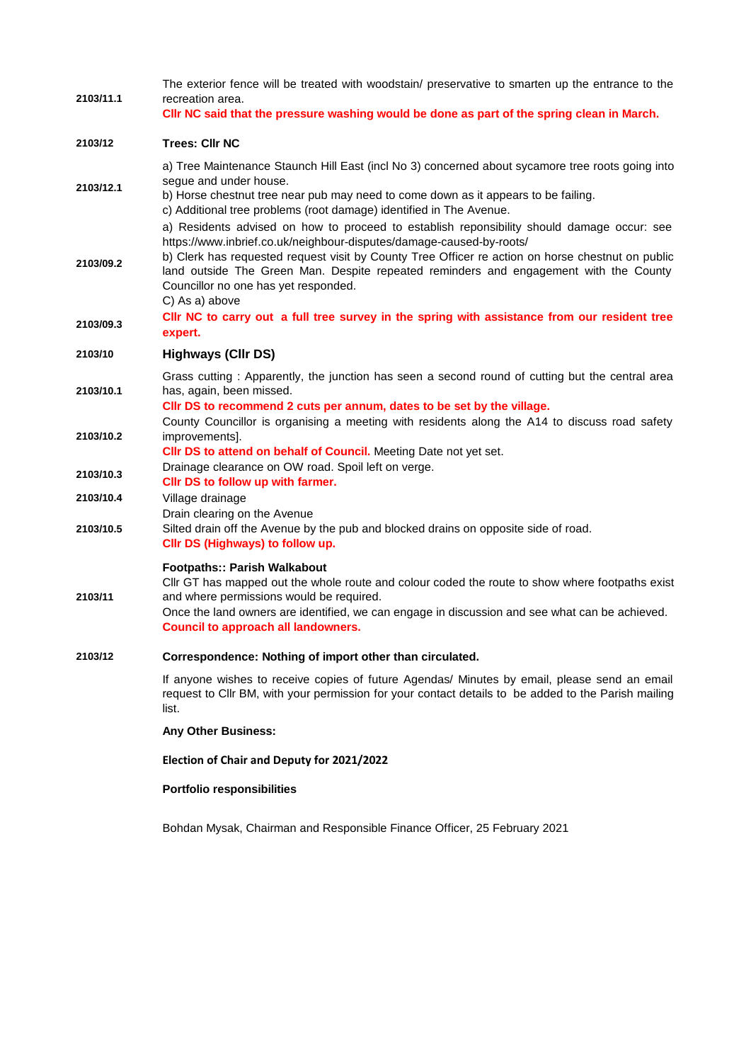| | |
|---|---|
| **2103/11.1** | The exterior fence will be treated with woodstain/ preservative to smarten up the entrance to the recreation area.<br>**Cllr NC said that the pressure washing would be done as part of the spring clean in March.** |
| **2103/12** | **Trees: Cllr NC** |
| **2103/12.1** | a) Tree Maintenance Staunch Hill East (incl No 3) concerned about sycamore tree roots going into segue and under house.<br>b) Horse chestnut tree near pub may need to come down as it appears to be failing.<br>c) Additional tree problems (root damage) identified in The Avenue. |
| **2103/09.2** | a) Residents advised on how to proceed to establish reponsibility should damage occur: see https://www.inbrief.co.uk/neighbour-disputes/damage-caused-by-roots/<br>b) Clerk has requested request visit by County Tree Officer re action on horse chestnut on public land outside The Green Man. Despite repeated reminders and engagement with the County Councillor no one has yet responded.<br>C) As a) above |
| **2103/09.3** | **Cllr NC to carry out a full tree survey in the spring with assistance from our resident tree expert.** |
| **2103/10** | **Highways (Cllr DS)** |
| **2103/10.1** | Grass cutting : Apparently, the junction has seen a second round of cutting but the central area has, again, been missed.<br>**Cllr DS to recommend 2 cuts per annum, dates to be set by the village.** |
| **2103/10.2** | County Councillor is organising a meeting with residents along the A14 to discuss road safety improvements].<br>**Cllr DS to attend on behalf of Council.** Meeting Date not yet set. |
| **2103/10.3** | Drainage clearance on OW road. Spoil left on verge.<br>**Cllr DS to follow up with farmer.** |
| **2103/10.4** | Village drainage |
| **2103/10.5** | Drain clearing on the Avenue<br>Silted drain off the Avenue by the pub and blocked drains on opposite side of road.<br>**Cllr DS (Highways) to follow up.** |
| **2103/11** | **Footpaths:: Parish Walkabout**<br>Cllr GT has mapped out the whole route and colour coded the route to show where footpaths exist and where permissions would be required.<br>Once the land owners are identified, we can engage in discussion and see what can be achieved.<br>**Council to approach all landowners.** |
| **2103/12** | **Correspondence: Nothing of import other than circulated.** |
| | If anyone wishes to receive copies of future Agendas/ Minutes by email, please send an email request to Cllr BM, with your permission for your contact details to be added to the Parish mailing list. |
| | **Any Other Business:** |
| | **Election of Chair and Deputy for 2021/2022** |
| | **Portfolio responsibilities** |

Bohdan Mysak, Chairman and Responsible Finance Officer, 25 February 2021